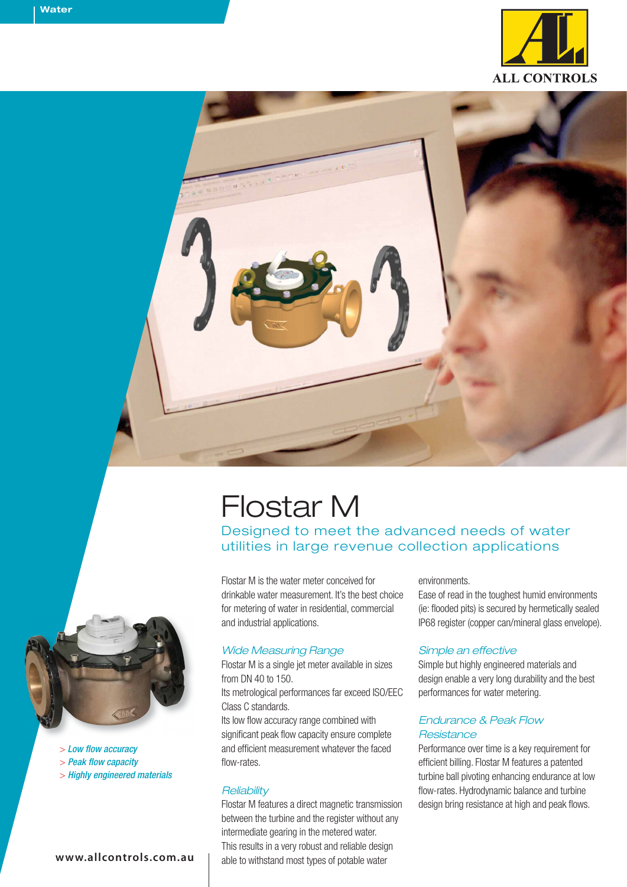# Flostar M

## Designed to meet the advanced needs of water utilities in large revenue collection applications

Flostar M is the water meter conceived for drinkable water measurement. It's the best choice for metering of water in residential, commercial and industrial applications.

### *Wide Measuring Range*

Flostar M is a single jet meter available in sizes from DN 40 to 150.

Its metrological performances far exceed ISO/EEC Class C standards.

Its low flow accuracy range combined with significant peak flow capacity ensure complete and efficient measurement whatever the faced flow-rates.

### *Reliability*

Flostar M features a direct magnetic transmission between the turbine and the register without any intermediate gearing in the metered water.

This results in a very robust and reliable design able to withstand most types of potable water environments.

Ease of read in the toughest humid environments (ie: flooded pits) is secured by hermetically sealed IP68 register (copper can/mineral glass envelope).

### *Simple an effective*

Simple but highly engineered materials and design enable a very long durability and the best performances for water metering.

### *Endurance & Peak Flow Resistance*

Performance over time is a key requirement for efficient billing. Flostar M features a patented turbine ball pivoting enhancing endurance at low flow-rates. Hydrodynamic balance and turbine design bring resistance at high and peak flows.

- > *Low flow accuracy*
- > *Peak flow capacity*
- > *Highly engineered materials*

www.allcontrols.com.au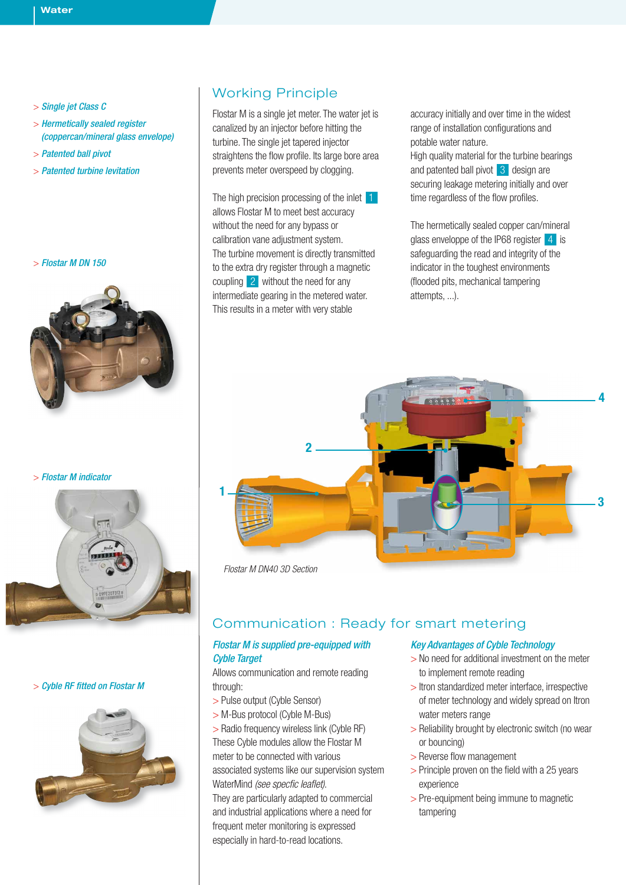- Single jet Class C
- Hermetically sealed register (coppercan/mineral glass envelope)
- Patented ball pivot
- Patented turbine levitation

> Flostar M DN 150

> Flostar M indicator

> Cyble RF fitted on Flostar M

## Working Principle

Flostar M is a single jet meter. The water jet is canalized by an injector before hitting the turbine. The single jet tapered injector straightens the flow profile. Its large bore area prevents meter overspeed by clogging.

The high precision processing of the inlet 1 allows Flostar M to meet best accuracy without the need for any bypass or calibration vane adjustment system.
The turbine movement is directly transmitted to the extra dry register through a magnetic coupling 2 without the need for any intermediate gearing in the metered water.
This results in a meter with very stable accuracy initially and over time in the widest range of installation configurations and potable water nature.
High quality material for the turbine bearings and patented ball pivot 3 design are securing leakage metering initially and over time regardless of the flow profiles.

The hermetically sealed copper can/mineral glass envelopppe of the IP68 register 4 is safeguarding the read and integrity of the indicator in the toughest environments (flooded pits, mechanical tampering attempts, ...).

*Flostar M DN40 3D Section*

## Communication : Ready for smart metering

### *Flostar M is supplied pre-equipped with Cyble Target*

Allows communication and remote reading through:

- Pulse output (Cyble Sensor)
- M-Bus protocol (Cyble M-Bus)
- Radio frequency wireless link (Cyble RF)

These Cyble modules allow the Flostar M meter to be connected with various associated systems like our supervision system WaterMind *(see specfic leaflet)*.
They are particularly adapted to commercial and industrial applications where a need for frequent meter monitoring is expressed especially in hard-to-read locations.

### *Key Advantages of Cyble Technology*

- No need for additional investment on the meter to implement remote reading
- Itron standardized meter interface, irrespective of meter technology and widely spread on Itron water meters range
- Reliability brought by electronic switch (no wear or bouncing)
- Reverse flow management
- Principle proven on the field with a 25 years experience
- Pre-equipment being immune to magnetic tampering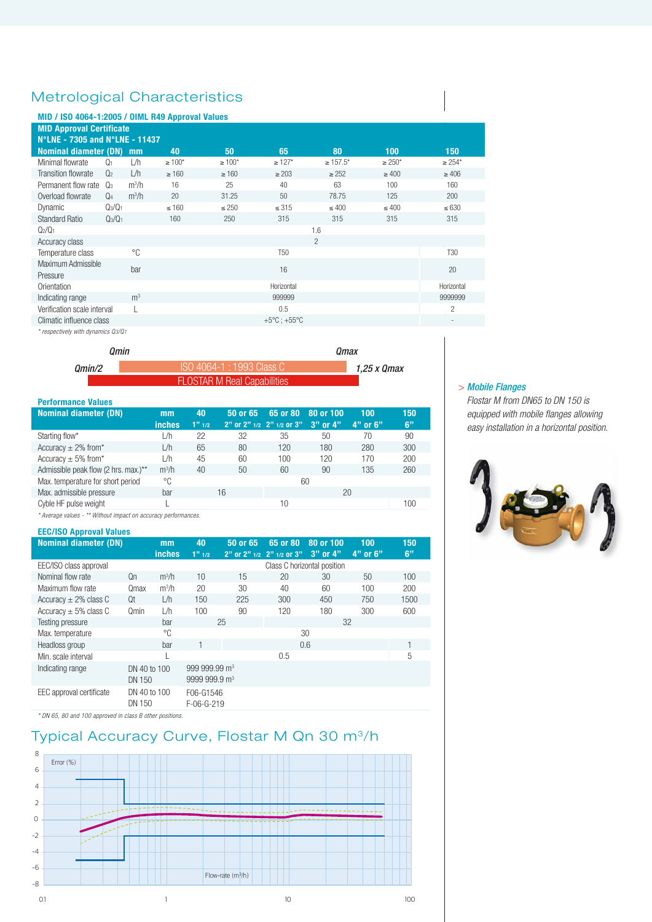# Metrological Characteristics

### MID / ISO 4064-1:2005 / OIML R49 Approval Values

**MID Approval Certificate**
**N°LNE - 7305 and N°LNE - 11437**

| Nominal diameter (DN) | | mm | 40 | 50 | 65 | 80 | 100 | 150 |
|---|---|---|---|---|---|---|---|---|
| Minimal flowrate | $Q_1$ | L/h | ≥ 100* | ≥ 100* | ≥ 127* | ≥ 157.5* | ≥ 250* | ≥ 254* |
| Transition flowrate | $Q_2$ | L/h | ≥ 160 | ≥ 160 | ≥ 203 | ≥ 252 | ≥ 400 | ≥ 406 |
| Permanent flow rate | $Q_3$ | m³/h | 16 | 25 | 40 | 63 | 100 | 160 |
| Overload flowrate | $Q_4$ | m³/h | 20 | 31.25 | 50 | 78.75 | 125 | 200 |
| Dynamic | $Q_3/Q_1$ | | ≤ 160 | ≤ 250 | ≤ 315 | ≤ 400 | ≤ 400 | ≤ 630 |
| Standard Ratio | $Q_3/Q_1$ | | 160 | 250 | 315 | 315 | 315 | 315 |
| $Q_2/Q_1$ | | | 1.6 | | | | | |
| Accuracy class | | | 2 | | | | | |
| Temperature class | | °C | T50 | | | | | T30 |
| Maximum Admissible Pressure | | bar | 16 | | | | | 20 |
| Orientation | | | Horizontal | | | | | Horizontal |
| Indicating range | | m³ | 999999 | | | | | 9999999 |
| Verification scale interval | | L | 0.5 | | | | | 2 |
| Climatic influence class | | | +5°C ; +55°C | | | | | - |

*\* respectively with dynamics Q3/Q1*

Qmin — Qmax
Qmin/2 — ISO 4064-1 : 1993 Class C — 1,25 x Qmax
FLOSTAR M Real Capabilities

### Performance Values

| Nominal diameter (DN) | mm / inches | 40 / 1" 1/2 | 50 or 65 / 2" or 2" 1/2 | 65 or 80 / 2" 1/2 or 3" | 80 or 100 / 3" or 4" | 100 / 4" or 6" | 150 / 6" |
|---|---|---|---|---|---|---|---|
| Starting flow* | L/h | 22 | 32 | 35 | 50 | 70 | 90 |
| Accuracy ± 2% from* | L/h | 65 | 80 | 120 | 180 | 280 | 300 |
| Accuracy ± 5% from* | L/h | 45 | 60 | 100 | 120 | 170 | 200 |
| Admissible peak flow (2 hrs. max.)** | m³/h | 40 | 50 | 60 | 90 | 135 | 260 |
| Max. temperature for short period | °C | 60 | | | | | |
| Max. admissible pressure | bar | 16 | | 20 | | | |
| Cycle HF pulse weight | L | 10 | | | | | 100 |

*\* Average values - \*\* Without impact on accuracy performances.*

### EEC/ISO Approval Values

| Nominal diameter (DN) | | mm / inches | 40 / 1" 1/2 | 50 or 65 / 2" or 2" 1/2 | 65 or 80 / 2" 1/2 or 3" | 80 or 100 / 3" or 4" | 100 / 4" or 6" | 150 / 6" |
|---|---|---|---|---|---|---|---|---|
| EEC/ISO class approval | | | Class C horizontal position | | | | | |
| Nominal flow rate | Qn | m³/h | 10 | 15 | 20 | 30 | 50 | 100 |
| Maximum flow rate | Qmax | m³/h | 20 | 30 | 40 | 60 | 100 | 200 |
| Accuracy ± 2% class C | Qt | L/h | 150 | 225 | 300 | 450 | 750 | 1500 |
| Accuracy ± 5% class C | Qmin | L/h | 100 | 90 | 120 | 180 | 300 | 600 |
| Testing pressure | | bar | 25 | | 32 | | | |
| Max. temperature | | °C | 30 | | | | | |
| Headloss group | | bar | 1 | 0.6 | | | | 1 |
| Min. scale interval | | L | 0.5 | | | | | 5 |
| Indicating range | DN 40 to 100 / DN 150 | | 999 999.99 m³ / 9999 999.9 m³ | | | | | |
| EEC approval certificate | DN 40 to 100 / DN 150 | | F06-G1546 / F-06-G-219 | | | | | |

*\* DN 65, 80 and 100 approved in class B other positions.*

> ***Mobile Flanges***
> *Flostar M from DN65 to DN 150 is equipped with mobile flanges allowing easy installation in a horizontal position.*

## Typical Accuracy Curve, Flostar M Qn 30 m³/h

Error (%) — Flow-rate (m³/h)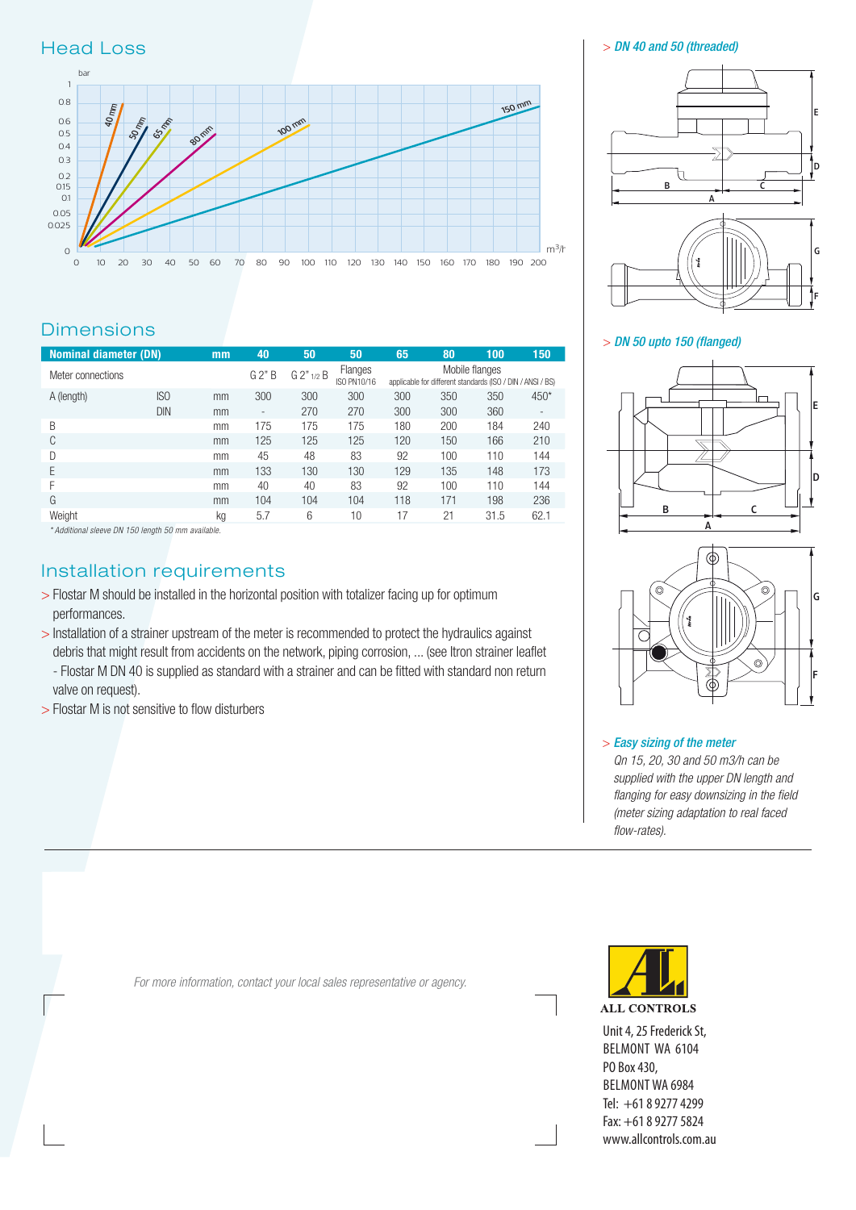## Head Loss

bar

1
0.8
0.6
0.5
0.4
0.3
0.2
0.15
0.1
0.05
0.025
0

40 mm
50 mm
65 mm
80 mm
100 mm
150 mm

0 10 20 30 40 50 60 70 80 90 100 110 120 130 140 150 160 170 180 190 200

m³/h

## Dimensions

| Nominal diameter (DN) | | mm | 40 | 50 | 50 | 65 | 80 | 100 | 150 |
|---|---|---|---|---|---|---|---|---|---|
| Meter connections | | | G 2" B | G 2" 1/2 B | Flanges ISO PN10/16 | Mobile flanges applicable for different standards (ISO / DIN / ANSI / BS) | | | |
| A (length) | ISO | mm | 300 | 300 | 300 | 300 | 350 | 350 | 450* |
| | DIN | mm | - | 270 | 270 | 300 | 300 | 360 | - |
| B | | mm | 175 | 175 | 175 | 180 | 200 | 184 | 240 |
| C | | mm | 125 | 125 | 125 | 120 | 150 | 166 | 210 |
| D | | mm | 45 | 48 | 83 | 92 | 100 | 110 | 144 |
| E | | mm | 133 | 130 | 130 | 129 | 135 | 148 | 173 |
| F | | mm | 40 | 40 | 83 | 92 | 100 | 110 | 144 |
| G | | mm | 104 | 104 | 104 | 118 | 171 | 198 | 236 |
| Weight | | kg | 5.7 | 6 | 10 | 17 | 21 | 31.5 | 62.1 |

*\* Additional sleeve DN 150 length 50 mm available.*

## Installation requirements

> Flostar M should be installed in the horizontal position with totalizer facing up for optimum performances.

> Installation of a strainer upstream of the meter is recommended to protect the hydraulics against debris that might result from accidents on the network, piping corrosion, ... (see Itron strainer leaflet - Flostar M DN 40 is supplied as standard with a strainer and can be fitted with standard non return valve on request).

> Flostar M is not sensitive to flow disturbers

*> DN 40 and 50 (threaded)*

E
D
B
C
A
G
F

*> DN 50 upto 150 (flanged)*

E
D
B
C
A
G
F

*> Easy sizing of the meter*

*Qn 15, 20, 30 and 50 m3/h can be supplied with the upper DN length and flanging for easy downsizing in the field (meter sizing adaptation to real faced flow-rates).*

*For more information, contact your local sales representative or agency.*

**ALL CONTROLS**

Unit 4, 25 Frederick St,
BELMONT WA 6104
PO Box 430,
BELMONT WA 6984
Tel: +61 8 9277 4299
Fax: +61 8 9277 5824
www.allcontrols.com.au